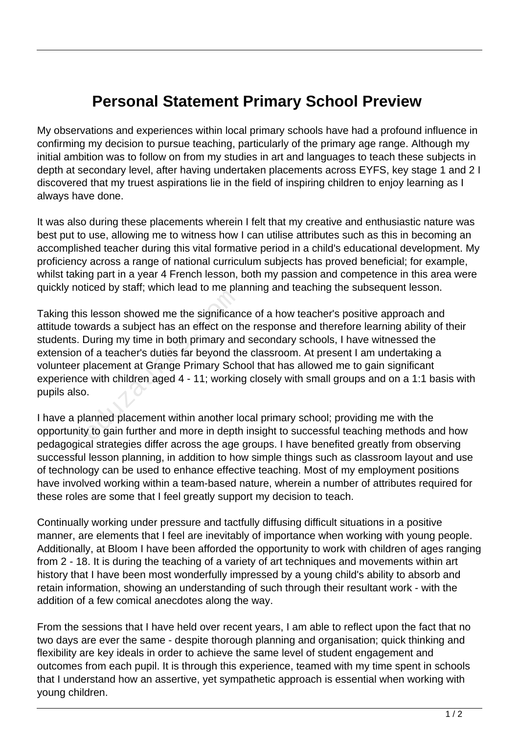# Personal Statement Primary School Preview

My observations and experiences within local primary schools have had a profound influence in confirming my decision to pursue teaching, particularly of the primary age range. Although my initial ambition was to follow on from my studies in art and languages to teach these subjects in depth at secondary level, after having undertaken placements across EYFS, key stage 1 and 2 I discovered that my truest aspirations lie in the field of inspiring children to enjoy learning as I always have done.

It was also during these placements wherein I felt that my creative and enthusiastic nature was best put to use, allowing me to witness how I can utilise attributes such as this in becoming an accomplished teacher during this vital formative period in a child's educational development. My proficiency across a range of national curriculum subjects has proved beneficial; for example, whilst taking part in a year 4 French lesson, both my passion and competence in this area were quickly noticed by staff; which lead to me planning and teaching the subsequent lesson.

Taking this lesson showed me the significance of a how teacher's positive approach and attitude towards a subject has an effect on the response and therefore learning ability of their students. During my time in both primary and secondary schools, I have witnessed the extension of a teacher's duties far beyond the classroom. At present I am undertaking a volunteer placement at Grange Primary School that has allowed me to gain significant experience with children aged 4 - 11; working closely with small groups and on a 1:1 basis with pupils also.

I have a planned placement within another local primary school; providing me with the opportunity to gain further and more in depth insight to successful teaching methods and how pedagogical strategies differ across the age groups. I have benefited greatly from observing successful lesson planning, in addition to how simple things such as classroom layout and use of technology can be used to enhance effective teaching. Most of my employment positions have involved working within a team-based nature, wherein a number of attributes required for these roles are some that I feel greatly support my decision to teach.

Continually working under pressure and tactfully diffusing difficult situations in a positive manner, are elements that I feel are inevitably of importance when working with young people. Additionally, at Bloom I have been afforded the opportunity to work with children of ages ranging from 2 - 18. It is during the teaching of a variety of art techniques and movements within art history that I have been most wonderfully impressed by a young child's ability to absorb and retain information, showing an understanding of such through their resultant work - with the addition of a few comical anecdotes along the way.

From the sessions that I have held over recent years, I am able to reflect upon the fact that no two days are ever the same - despite thorough planning and organisation; quick thinking and flexibility are key ideals in order to achieve the same level of student engagement and outcomes from each pupil. It is through this experience, teamed with my time spent in schools that I understand how an assertive, yet sympathetic approach is essential when working with young children.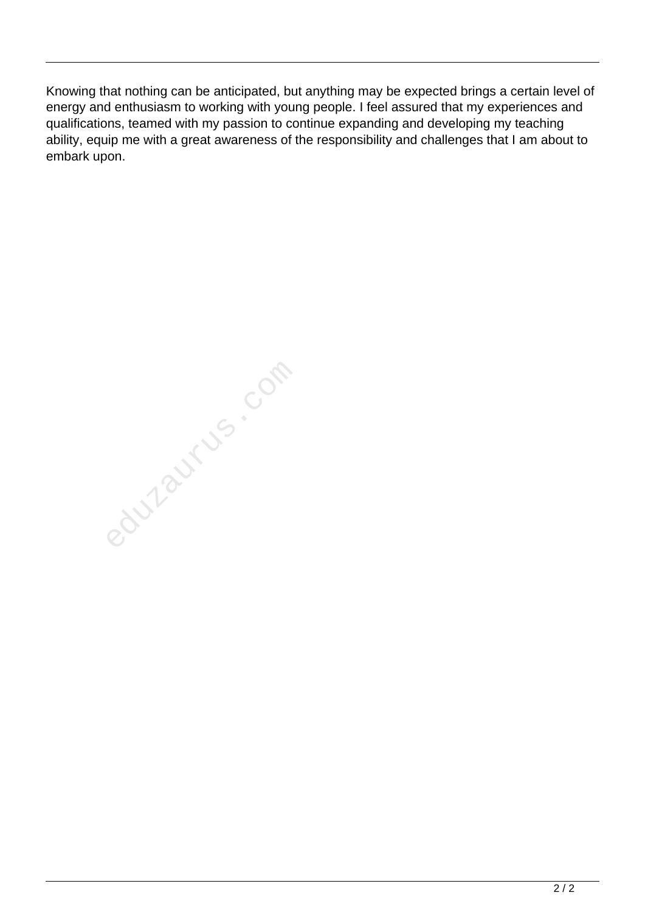Knowing that nothing can be anticipated, but anything may be expected brings a certain level of energy and enthusiasm to working with young people. I feel assured that my experiences and qualifications, teamed with my passion to continue expanding and developing my teaching ability, equip me with a great awareness of the responsibility and challenges that I am about to embark upon.